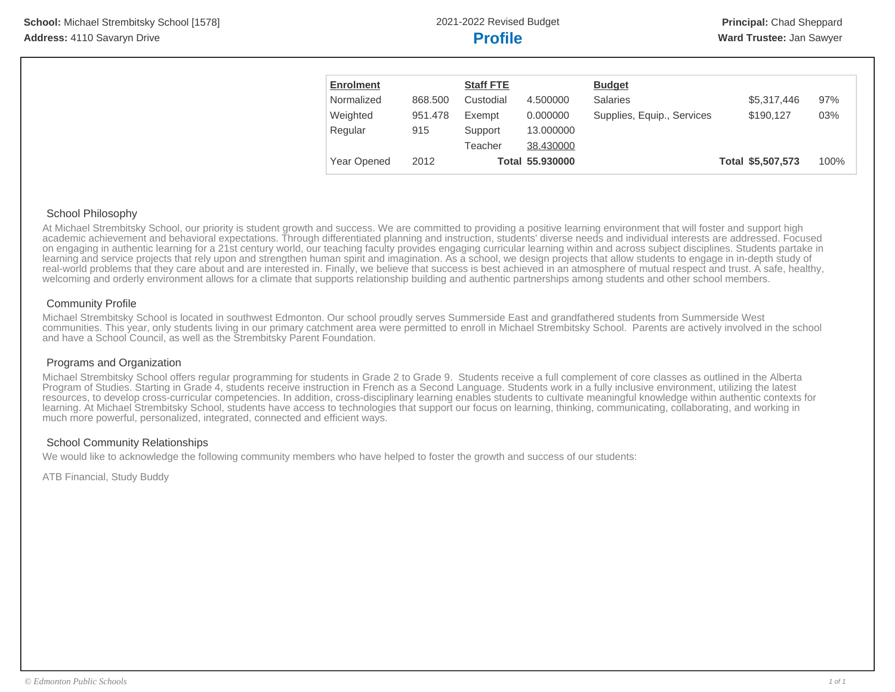**School:** Michael Strembitsky School [1578]
**Address:** 4110 Savaryn Drive

2021-2022 Revised Budget

# Profile

**Principal:** Chad Sheppard
**Ward Trustee:** Jan Sawyer

| **Enrolment** | | **Staff FTE** | | **Budget** | | |
|---|---|---|---|---|---|---|
| Normalized | 868.500 | Custodial | 4.500000 | Salaries | $5,317,446 | 97% |
| Weighted | 951.478 | Exempt | 0.000000 | Supplies, Equip., Services | $190,127 | 03% |
| Regular | 915 | Support | 13.000000 | | | |
| | | Teacher | 38.430000 | | | |
| Year Opened | 2012 | **Total** | **55.930000** | **Total** | **$5,507,573** | 100% |

## School Philosophy

At Michael Strembitsky School, our priority is student growth and success. We are committed to providing a positive learning environment that will foster and support high academic achievement and behavioral expectations. Through differentiated planning and instruction, students' diverse needs and individual interests are addressed. Focused on engaging in authentic learning for a 21st century world, our teaching faculty provides engaging curricular learning within and across subject disciplines. Students partake in learning and service projects that rely upon and strengthen human spirit and imagination. As a school, we design projects that allow students to engage in in-depth study of real-world problems that they care about and are interested in. Finally, we believe that success is best achieved in an atmosphere of mutual respect and trust. A safe, healthy, welcoming and orderly environment allows for a climate that supports relationship building and authentic partnerships among students and other school members.

## Community Profile

Michael Strembitsky School is located in southwest Edmonton. Our school proudly serves Summerside East and grandfathered students from Summerside West communities. This year, only students living in our primary catchment area were permitted to enroll in Michael Strembitsky School. Parents are actively involved in the school and have a School Council, as well as the Strembitsky Parent Foundation.

## Programs and Organization

Michael Strembitsky School offers regular programming for students in Grade 2 to Grade 9. Students receive a full complement of core classes as outlined in the Alberta Program of Studies. Starting in Grade 4, students receive instruction in French as a Second Language. Students work in a fully inclusive environment, utilizing the latest resources, to develop cross-curricular competencies. In addition, cross-disciplinary learning enables students to cultivate meaningful knowledge within authentic contexts for learning. At Michael Strembitsky School, students have access to technologies that support our focus on learning, thinking, communicating, collaborating, and working in much more powerful, personalized, integrated, connected and efficient ways.

## School Community Relationships

We would like to acknowledge the following community members who have helped to foster the growth and success of our students:

ATB Financial, Study Buddy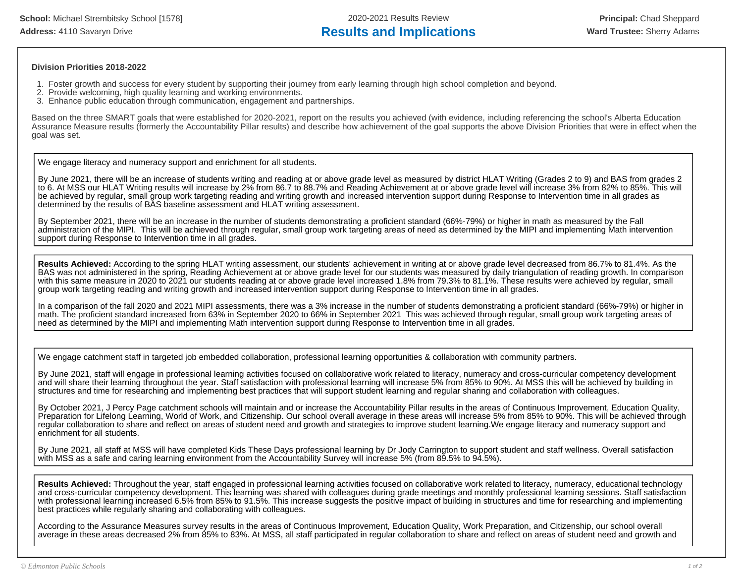**School:** Michael Strembitsky School [1578]
**Address:** 4110 Savaryn Drive

2020-2021 Results Review

# Results and Implications

**Principal:** Chad Sheppard
**Ward Trustee:** Sherry Adams

### Division Priorities 2018-2022

1. Foster growth and success for every student by supporting their journey from early learning through high school completion and beyond.
2. Provide welcoming, high quality learning and working environments.
3. Enhance public education through communication, engagement and partnerships.

Based on the three SMART goals that were established for 2020-2021, report on the results you achieved (with evidence, including referencing the school's Alberta Education Assurance Measure results (formerly the Accountability Pillar results) and describe how achievement of the goal supports the above Division Priorities that were in effect when the goal was set.

We engage literacy and numeracy support and enrichment for all students.

By June 2021, there will be an increase of students writing and reading at or above grade level as measured by district HLAT Writing (Grades 2 to 9) and BAS from grades 2 to 6. At MSS our HLAT Writing results will increase by 2% from 86.7 to 88.7% and Reading Achievement at or above grade level will increase 3% from 82% to 85%. This will be achieved by regular, small group work targeting reading and writing growth and increased intervention support during Response to Intervention time in all grades as determined by the results of BAS baseline assessment and HLAT writing assessment.

By September 2021, there will be an increase in the number of students demonstrating a proficient standard (66%-79%) or higher in math as measured by the Fall administration of the MIPI. This will be achieved through regular, small group work targeting areas of need as determined by the MIPI and implementing Math intervention support during Response to Intervention time in all grades.

**Results Achieved:** According to the spring HLAT writing assessment, our students' achievement in writing at or above grade level decreased from 86.7% to 81.4%. As the BAS was not administered in the spring, Reading Achievement at or above grade level for our students was measured by daily triangulation of reading growth. In comparison with this same measure in 2020 to 2021 our students reading at or above grade level increased 1.8% from 79.3% to 81.1%. These results were achieved by regular, small group work targeting reading and writing growth and increased intervention support during Response to Intervention time in all grades.

In a comparison of the fall 2020 and 2021 MIPI assessments, there was a 3% increase in the number of students demonstrating a proficient standard (66%-79%) or higher in math. The proficient standard increased from 63% in September 2020 to 66% in September 2021 This was achieved through regular, small group work targeting areas of need as determined by the MIPI and implementing Math intervention support during Response to Intervention time in all grades.

We engage catchment staff in targeted job embedded collaboration, professional learning opportunities & collaboration with community partners.

By June 2021, staff will engage in professional learning activities focused on collaborative work related to literacy, numeracy and cross-curricular competency development and will share their learning throughout the year. Staff satisfaction with professional learning will increase 5% from 85% to 90%. At MSS this will be achieved by building in structures and time for researching and implementing best practices that will support student learning and regular sharing and collaboration with colleagues.

By October 2021, J Percy Page catchment schools will maintain and or increase the Accountability Pillar results in the areas of Continuous Improvement, Education Quality, Preparation for Lifelong Learning, World of Work, and Citizenship. Our school overall average in these areas will increase 5% from 85% to 90%. This will be achieved through regular collaboration to share and reflect on areas of student need and growth and strategies to improve student learning.We engage literacy and numeracy support and enrichment for all students.

By June 2021, all staff at MSS will have completed Kids These Days professional learning by Dr Jody Carrington to support student and staff wellness. Overall satisfaction with MSS as a safe and caring learning environment from the Accountability Survey will increase 5% (from 89.5% to 94.5%).

**Results Achieved:** Throughout the year, staff engaged in professional learning activities focused on collaborative work related to literacy, numeracy, educational technology and cross-curricular competency development. This learning was shared with colleagues during grade meetings and monthly professional learning sessions. Staff satisfaction with professional learning increased 6.5% from 85% to 91.5%. This increase suggests the positive impact of building in structures and time for researching and implementing best practices while regularly sharing and collaborating with colleagues.

According to the Assurance Measures survey results in the areas of Continuous Improvement, Education Quality, Work Preparation, and Citizenship, our school overall average in these areas decreased 2% from 85% to 83%. At MSS, all staff participated in regular collaboration to share and reflect on areas of student need and growth and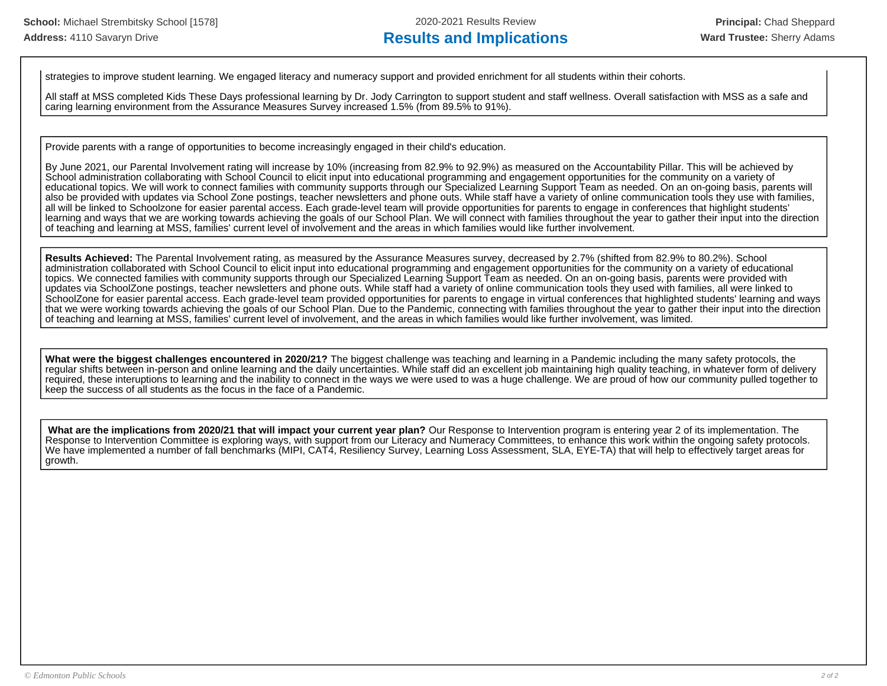strategies to improve student learning. We engaged literacy and numeracy support and provided enrichment for all students within their cohorts.

All staff at MSS completed Kids These Days professional learning by Dr. Jody Carrington to support student and staff wellness. Overall satisfaction with MSS as a safe and caring learning environment from the Assurance Measures Survey increased 1.5% (from 89.5% to 91%).

Provide parents with a range of opportunities to become increasingly engaged in their child's education.

By June 2021, our Parental Involvement rating will increase by 10% (increasing from 82.9% to 92.9%) as measured on the Accountability Pillar. This will be achieved by School administration collaborating with School Council to elicit input into educational programming and engagement opportunities for the community on a variety of educational topics. We will work to connect families with community supports through our Specialized Learning Support Team as needed. On an on-going basis, parents will also be provided with updates via School Zone postings, teacher newsletters and phone outs. While staff have a variety of online communication tools they use with families, all will be linked to Schoolzone for easier parental access. Each grade-level team will provide opportunities for parents to engage in conferences that highlight students' learning and ways that we are working towards achieving the goals of our School Plan. We will connect with families throughout the year to gather their input into the direction of teaching and learning at MSS, families' current level of involvement and the areas in which families would like further involvement.

**Results Achieved:** The Parental Involvement rating, as measured by the Assurance Measures survey, decreased by 2.7% (shifted from 82.9% to 80.2%). School administration collaborated with School Council to elicit input into educational programming and engagement opportunities for the community on a variety of educational topics. We connected families with community supports through our Specialized Learning Support Team as needed. On an on-going basis, parents were provided with updates via SchoolZone postings, teacher newsletters and phone outs. While staff had a variety of online communication tools they used with families, all were linked to SchoolZone for easier parental access. Each grade-level team provided opportunities for parents to engage in virtual conferences that highlighted students' learning and ways that we were working towards achieving the goals of our School Plan. Due to the Pandemic, connecting with families throughout the year to gather their input into the direction of teaching and learning at MSS, families' current level of involvement, and the areas in which families would like further involvement, was limited.

**What were the biggest challenges encountered in 2020/21?** The biggest challenge was teaching and learning in a Pandemic including the many safety protocols, the regular shifts between in-person and online learning and the daily uncertainties. While staff did an excellent job maintaining high quality teaching, in whatever form of delivery required, these interuptions to learning and the inability to connect in the ways we were used to was a huge challenge. We are proud of how our community pulled together to keep the success of all students as the focus in the face of a Pandemic.

**What are the implications from 2020/21 that will impact your current year plan?** Our Response to Intervention program is entering year 2 of its implementation. The Response to Intervention Committee is exploring ways, with support from our Literacy and Numeracy Committees, to enhance this work within the ongoing safety protocols. We have implemented a number of fall benchmarks (MIPI, CAT4, Resiliency Survey, Learning Loss Assessment, SLA, EYE-TA) that will help to effectively target areas for growth.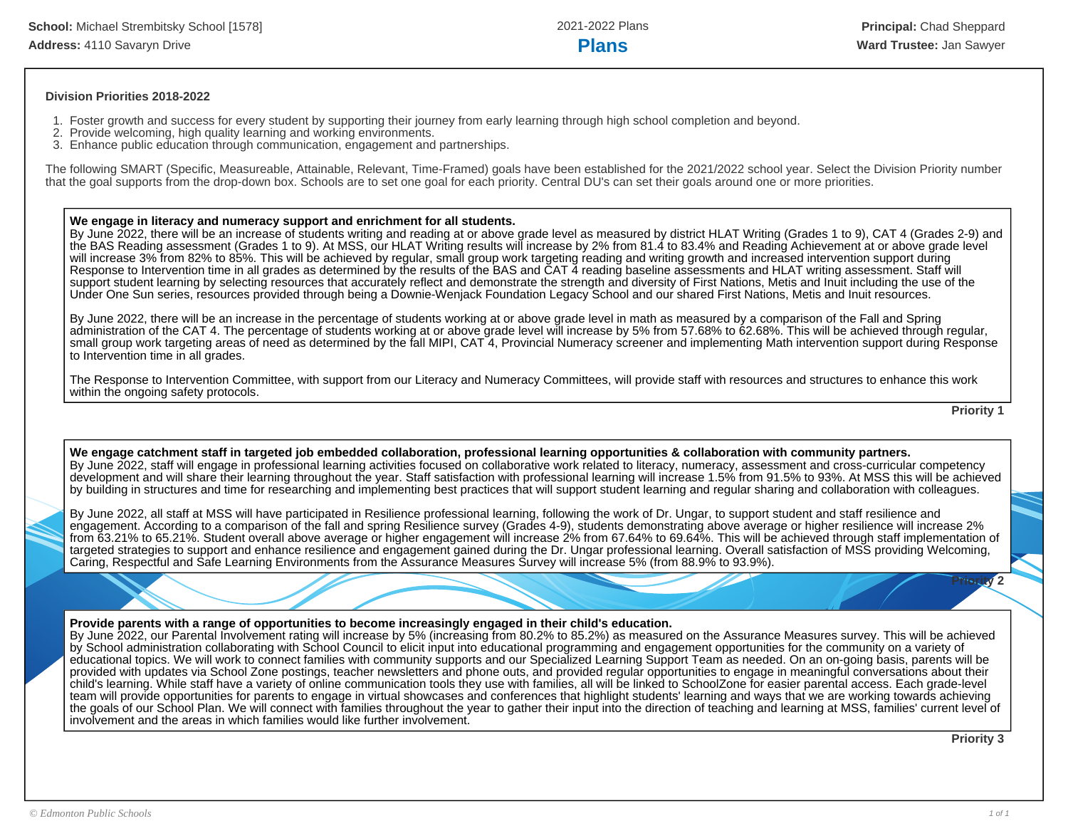School: Michael Strembitsky School [1578]
Address: 4110 Savaryn Drive

2021-2022 Plans

# Plans

Principal: Chad Sheppard
Ward Trustee: Jan Sawyer

### Division Priorities 2018-2022

1. Foster growth and success for every student by supporting their journey from early learning through high school completion and beyond.
2. Provide welcoming, high quality learning and working environments.
3. Enhance public education through communication, engagement and partnerships.

The following SMART (Specific, Measureable, Attainable, Relevant, Time-Framed) goals have been established for the 2021/2022 school year. Select the Division Priority number that the goal supports from the drop-down box. Schools are to set one goal for each priority. Central DU's can set their goals around one or more priorities.

**We engage in literacy and numeracy support and enrichment for all students.**
By June 2022, there will be an increase of students writing and reading at or above grade level as measured by district HLAT Writing (Grades 1 to 9), CAT 4 (Grades 2-9) and the BAS Reading assessment (Grades 1 to 9). At MSS, our HLAT Writing results will increase by 2% from 81.4 to 83.4% and Reading Achievement at or above grade level will increase 3% from 82% to 85%. This will be achieved by regular, small group work targeting reading and writing growth and increased intervention support during Response to Intervention time in all grades as determined by the results of the BAS and CAT 4 reading baseline assessments and HLAT writing assessment. Staff will support student learning by selecting resources that accurately reflect and demonstrate the strength and diversity of First Nations, Metis and Inuit including the use of the Under One Sun series, resources provided through being a Downie-Wenjack Foundation Legacy School and our shared First Nations, Metis and Inuit resources.

By June 2022, there will be an increase in the percentage of students working at or above grade level in math as measured by a comparison of the Fall and Spring administration of the CAT 4. The percentage of students working at or above grade level will increase by 5% from 57.68% to 62.68%. This will be achieved through regular, small group work targeting areas of need as determined by the fall MIPI, CAT 4, Provincial Numeracy screener and implementing Math intervention support during Response to Intervention time in all grades.

The Response to Intervention Committee, with support from our Literacy and Numeracy Committees, will provide staff with resources and structures to enhance this work within the ongoing safety protocols.

**Priority 1**

**We engage catchment staff in targeted job embedded collaboration, professional learning opportunities & collaboration with community partners.**
By June 2022, staff will engage in professional learning activities focused on collaborative work related to literacy, numeracy, assessment and cross-curricular competency development and will share their learning throughout the year. Staff satisfaction with professional learning will increase 1.5% from 91.5% to 93%. At MSS this will be achieved by building in structures and time for researching and implementing best practices that will support student learning and regular sharing and collaboration with colleagues.

By June 2022, all staff at MSS will have participated in Resilience professional learning, following the work of Dr. Ungar, to support student and staff resilience and engagement. According to a comparison of the fall and spring Resilience survey (Grades 4-9), students demonstrating above average or higher resilience will increase 2% from 63.21% to 65.21%. Student overall above average or higher engagement will increase 2% from 67.64% to 69.64%. This will be achieved through staff implementation of targeted strategies to support and enhance resilience and engagement gained during the Dr. Ungar professional learning. Overall satisfaction of MSS providing Welcoming, Caring, Respectful and Safe Learning Environments from the Assurance Measures Survey will increase 5% (from 88.9% to 93.9%).

**Priority 2**

**Provide parents with a range of opportunities to become increasingly engaged in their child's education.**
By June 2022, our Parental Involvement rating will increase by 5% (increasing from 80.2% to 85.2%) as measured on the Assurance Measures survey. This will be achieved by School administration collaborating with School Council to elicit input into educational programming and engagement opportunities for the community on a variety of educational topics. We will work to connect families with community supports and our Specialized Learning Support Team as needed. On an on-going basis, parents will be provided with updates via School Zone postings, teacher newsletters and phone outs, and provided regular opportunities to engage in meaningful conversations about their child's learning. While staff have a variety of online communication tools they use with families, all will be linked to SchoolZone for easier parental access. Each grade-level team will provide opportunities for parents to engage in virtual showcases and conferences that highlight students' learning and ways that we are working towards achieving the goals of our School Plan. We will connect with families throughout the year to gather their input into the direction of teaching and learning at MSS, families' current level of involvement and the areas in which families would like further involvement.

**Priority 3**

© Edmonton Public Schools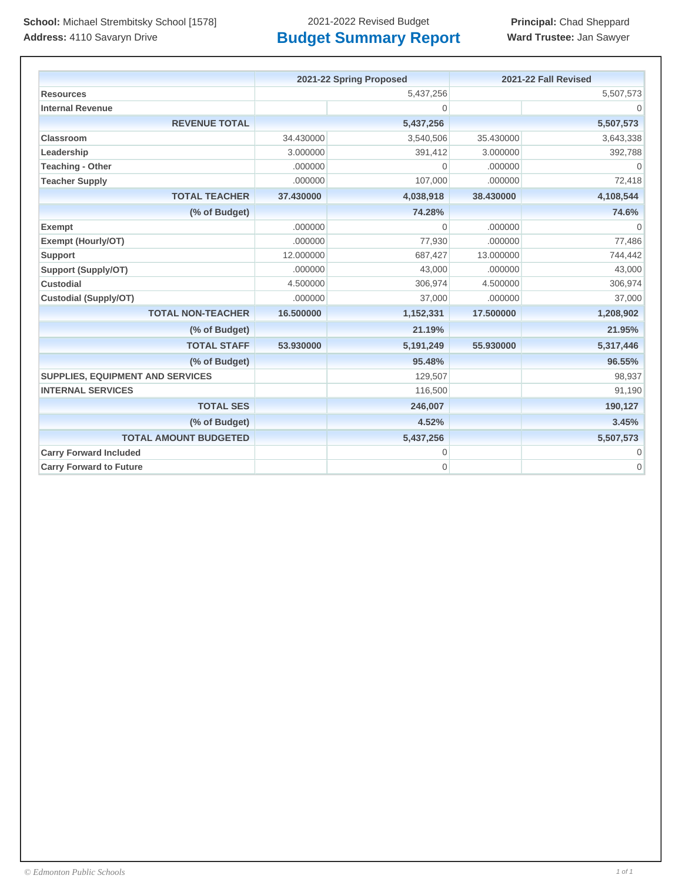**School:** Michael Strembitsky School [1578]
**Address:** 4110 Savaryn Drive

2021-2022 Revised Budget

# Budget Summary Report

**Principal:** Chad Sheppard
**Ward Trustee:** Jan Sawyer

| | 2021-22 Spring Proposed | | 2021-22 Fall Revised | |
|---|---|---|---|---|
| **Resources** | | 5,437,256 | | 5,507,573 |
| **Internal Revenue** | | 0 | | 0 |
| **REVENUE TOTAL** | | **5,437,256** | | **5,507,573** |
| **Classroom** | 34.430000 | 3,540,506 | 35.430000 | 3,643,338 |
| **Leadership** | 3.000000 | 391,412 | 3.000000 | 392,788 |
| **Teaching - Other** | .000000 | 0 | .000000 | 0 |
| **Teacher Supply** | .000000 | 107,000 | .000000 | 72,418 |
| **TOTAL TEACHER** | **37.430000** | **4,038,918** | **38.430000** | **4,108,544** |
| **(% of Budget)** | | **74.28%** | | **74.6%** |
| **Exempt** | .000000 | 0 | .000000 | 0 |
| **Exempt (Hourly/OT)** | .000000 | 77,930 | .000000 | 77,486 |
| **Support** | 12.000000 | 687,427 | 13.000000 | 744,442 |
| **Support (Supply/OT)** | .000000 | 43,000 | .000000 | 43,000 |
| **Custodial** | 4.500000 | 306,974 | 4.500000 | 306,974 |
| **Custodial (Supply/OT)** | .000000 | 37,000 | .000000 | 37,000 |
| **TOTAL NON-TEACHER** | **16.500000** | **1,152,331** | **17.500000** | **1,208,902** |
| **(% of Budget)** | | **21.19%** | | **21.95%** |
| **TOTAL STAFF** | **53.930000** | **5,191,249** | **55.930000** | **5,317,446** |
| **(% of Budget)** | | **95.48%** | | **96.55%** |
| **SUPPLIES, EQUIPMENT AND SERVICES** | | 129,507 | | 98,937 |
| **INTERNAL SERVICES** | | 116,500 | | 91,190 |
| **TOTAL SES** | | **246,007** | | **190,127** |
| **(% of Budget)** | | **4.52%** | | **3.45%** |
| **TOTAL AMOUNT BUDGETED** | | **5,437,256** | | **5,507,573** |
| **Carry Forward Included** | | 0 | | 0 |
| **Carry Forward to Future** | | 0 | | 0 |

*© Edmonton Public Schools*